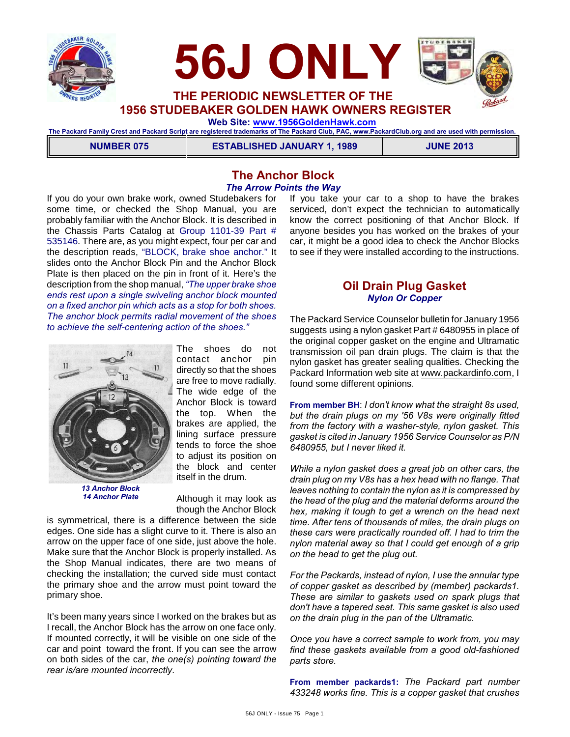# 56J ONLY

## THE PERIODIC NEWSLETTER OF THE 1956 STUDEBAKER GOLDEN HAWK OWNERS REGISTER

**Web Site: www.1956GoldenHawk.com**

**The Packard Family Crest and Packard Script are registered trademarks of The Packard Club, PAC, www.PackardClub.org and are used with permission.**

| NUMBER 075 | ESTABLISHED JANUARY 1, 1989 | JUNE 2013 |
|---|---|---|

## The Anchor Block

### *The Arrow Points the Way*

If you do your own brake work, owned Studebakers for some time, or checked the Shop Manual, you are probably familiar with the Anchor Block. It is described in the Chassis Parts Catalog at Group 1101-39 Part # 535146. There are, as you might expect, four per car and the description reads, "BLOCK, brake shoe anchor." It slides onto the Anchor Block Pin and the Anchor Block Plate is then placed on the pin in front of it. Here's the description from the shop manual, *"The upper brake shoe ends rest upon a single swiveling anchor block mounted on a fixed anchor pin which acts as a stop for both shoes. The anchor block permits radial movement of the shoes to achieve the self-centering action of the shoes."*

*13 Anchor Block*
*14 Anchor Plate*

The shoes do not contact anchor pin directly so that the shoes are free to move radially. The wide edge of the Anchor Block is toward the top. When the brakes are applied, the lining surface pressure tends to force the shoe to adjust its position on the block and center itself in the drum.

Although it may look as though the Anchor Block is symmetrical, there is a difference between the side edges. One side has a slight curve to it. There is also an arrow on the upper face of one side, just above the hole. Make sure that the Anchor Block is properly installed. As the Shop Manual indicates, there are two means of checking the installation; the curved side must contact the primary shoe and the arrow must point toward the primary shoe.

It's been many years since I worked on the brakes but as I recall, the Anchor Block has the arrow on one face only. If mounted correctly, it will be visible on one side of the car and point toward the front. If you can see the arrow on both sides of the car, *the one(s) pointing toward the rear is/are mounted incorrectly*.

If you take your car to a shop to have the brakes serviced, don't expect the technician to automatically know the correct positioning of that Anchor Block. If anyone besides you has worked on the brakes of your car, it might be a good idea to check the Anchor Blocks to see if they were installed according to the instructions.

## Oil Drain Plug Gasket

### *Nylon Or Copper*

The Packard Service Counselor bulletin for January 1956 suggests using a nylon gasket Part # 6480955 in place of the original copper gasket on the engine and Ultramatic transmission oil pan drain plugs. The claim is that the nylon gasket has greater sealing qualities. Checking the Packard Information web site at www.packardinfo.com, I found some different opinions.

**From member BH**: *I don't know what the straight 8s used, but the drain plugs on my '56 V8s were originally fitted from the factory with a washer-style, nylon gasket. This gasket is cited in January 1956 Service Counselor as P/N 6480955, but I never liked it.*

*While a nylon gasket does a great job on other cars, the drain plug on my V8s has a hex head with no flange. That leaves nothing to contain the nylon as it is compressed by the head of the plug and the material deforms around the hex, making it tough to get a wrench on the head next time. After tens of thousands of miles, the drain plugs on these cars were practically rounded off. I had to trim the nylon material away so that I could get enough of a grip on the head to get the plug out.*

*For the Packards, instead of nylon, I use the annular type of copper gasket as described by (member) packards1. These are similar to gaskets used on spark plugs that don't have a tapered seat. This same gasket is also used on the drain plug in the pan of the Ultramatic.*

*Once you have a correct sample to work from, you may find these gaskets available from a good old-fashioned parts store.*

**From member packards1:** *The Packard part number 433248 works fine. This is a copper gasket that crushes*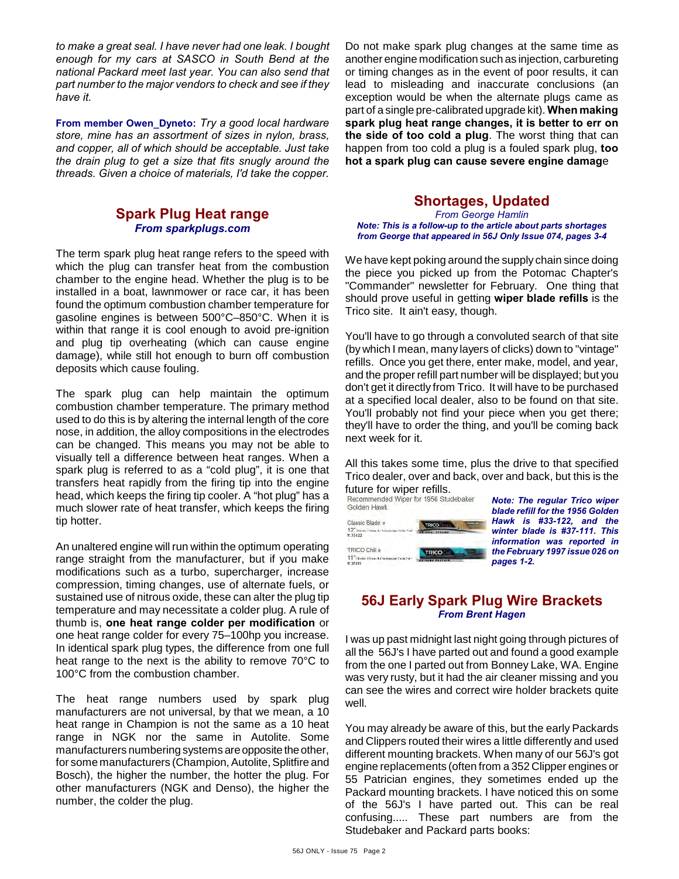*to make a great seal. I have never had one leak. I bought enough for my cars at SASCO in South Bend at the national Packard meet last year. You can also send that part number to the major vendors to check and see if they have it.*

**From member Owen_Dyneto:** *Try a good local hardware store, mine has an assortment of sizes in nylon, brass, and copper, all of which should be acceptable. Just take the drain plug to get a size that fits snugly around the threads. Given a choice of materials, I'd take the copper.*

## Spark Plug Heat range

***From sparkplugs.com***

The term spark plug heat range refers to the speed with which the plug can transfer heat from the combustion chamber to the engine head. Whether the plug is to be installed in a boat, lawnmower or race car, it has been found the optimum combustion chamber temperature for gasoline engines is between 500°C–850°C. When it is within that range it is cool enough to avoid pre-ignition and plug tip overheating (which can cause engine damage), while still hot enough to burn off combustion deposits which cause fouling.

The spark plug can help maintain the optimum combustion chamber temperature. The primary method used to do this is by altering the internal length of the core nose, in addition, the alloy compositions in the electrodes can be changed. This means you may not be able to visually tell a difference between heat ranges. When a spark plug is referred to as a "cold plug", it is one that transfers heat rapidly from the firing tip into the engine head, which keeps the firing tip cooler. A "hot plug" has a much slower rate of heat transfer, which keeps the firing tip hotter.

An unaltered engine will run within the optimum operating range straight from the manufacturer, but if you make modifications such as a turbo, supercharger, increase compression, timing changes, use of alternate fuels, or sustained use of nitrous oxide, these can alter the plug tip temperature and may necessitate a colder plug. A rule of thumb is, **one heat range colder per modification** or one heat range colder for every 75–100hp you increase. In identical spark plug types, the difference from one full heat range to the next is the ability to remove 70°C to 100°C from the combustion chamber.

The heat range numbers used by spark plug manufacturers are not universal, by that we mean, a 10 heat range in Champion is not the same as a 10 heat range in NGK nor the same in Autolite. Some manufacturers numbering systems are opposite the other, for some manufacturers (Champion, Autolite, Splitfire and Bosch), the higher the number, the hotter the plug. For other manufacturers (NGK and Denso), the higher the number, the colder the plug.

Do not make spark plug changes at the same time as another engine modification such as injection, carbureting or timing changes as in the event of poor results, it can lead to misleading and inaccurate conclusions (an exception would be when the alternate plugs came as part of a single pre-calibrated upgrade kit). **When making spark plug heat range changes, it is better to err on the side of too cold a plug**. The worst thing that can happen from too cold a plug is a fouled spark plug, **too hot a spark plug can cause severe engine damag**e

## Shortages, Updated

*From George Hamlin*

***Note: This is a follow-up to the article about parts shortages from George that appeared in 56J Only Issue 074, pages 3-4***

We have kept poking around the supply chain since doing the piece you picked up from the Potomac Chapter's "Commander" newsletter for February. One thing that should prove useful in getting **wiper blade refills** is the Trico site. It ain't easy, though.

You'll have to go through a convoluted search of that site (by which I mean, many layers of clicks) down to "vintage" refills. Once you get there, enter make, model, and year, and the proper refill part number will be displayed; but you don't get it directly from Trico. It will have to be purchased at a specified local dealer, also to be found on that site. You'll probably not find your piece when you get there; they'll have to order the thing, and you'll be coming back next week for it.

All this takes some time, plus the drive to that specified Trico dealer, over and back, over and back, but this is the future for wiper refills.

Recommended Wiper for 1956 Studebaker Golden Hawk

Classic Blade »
12"
#: 33-122

TRICO Chill »
11"
#: 37-111

***Note: The regular Trico wiper blade refill for the 1956 Golden Hawk is #33-122, and the winter blade is #37-111. This information was reported in the February 1997 issue 026 on pages 1-2.***

## 56J Early Spark Plug Wire Brackets

***From Brent Hagen***

I was up past midnight last night going through pictures of all the 56J's I have parted out and found a good example from the one I parted out from Bonney Lake, WA. Engine was very rusty, but it had the air cleaner missing and you can see the wires and correct wire holder brackets quite well.

You may already be aware of this, but the early Packards and Clippers routed their wires a little differently and used different mounting brackets. When many of our 56J's got engine replacements (often from a 352 Clipper engines or 55 Patrician engines, they sometimes ended up the Packard mounting brackets. I have noticed this on some of the 56J's I have parted out. This can be real confusing..... These part numbers are from the Studebaker and Packard parts books: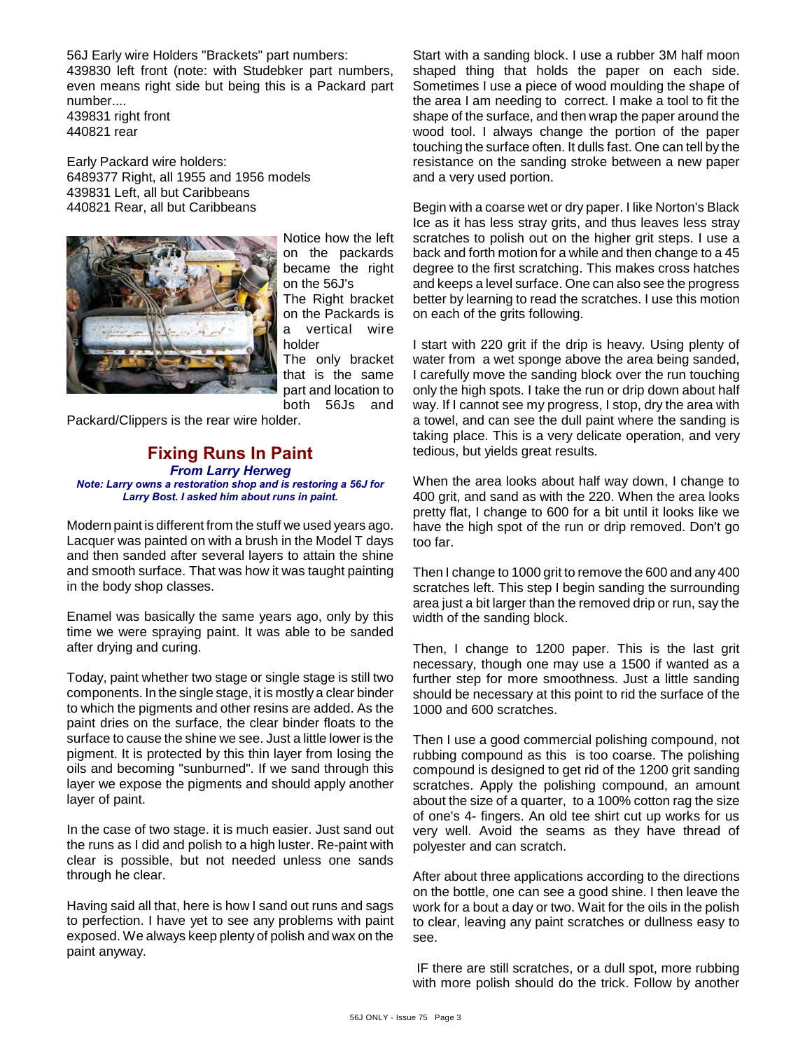56J Early wire Holders "Brackets" part numbers:
439830 left front (note: with Studebker part numbers, even means right side but being this is a Packard part number....
439831 right front
440821 rear

Early Packard wire holders:
6489377 Right, all 1955 and 1956 models
439831 Left, all but Caribbeans
440821 Rear, all but Caribbeans

Notice how the left on the packards became the right on the 56J's
The Right bracket on the Packards is a vertical wire holder
The only bracket that is the same part and location to both 56Js and Packard/Clippers is the rear wire holder.

## Fixing Runs In Paint

***From Larry Herweg***

***Note: Larry owns a restoration shop and is restoring a 56J for Larry Bost. I asked him about runs in paint.***

Modern paint is different from the stuff we used years ago. Lacquer was painted on with a brush in the Model T days and then sanded after several layers to attain the shine and smooth surface. That was how it was taught painting in the body shop classes.

Enamel was basically the same years ago, only by this time we were spraying paint. It was able to be sanded after drying and curing.

Today, paint whether two stage or single stage is still two components. In the single stage, it is mostly a clear binder to which the pigments and other resins are added. As the paint dries on the surface, the clear binder floats to the surface to cause the shine we see. Just a little lower is the pigment. It is protected by this thin layer from losing the oils and becoming "sunburned". If we sand through this layer we expose the pigments and should apply another layer of paint.

In the case of two stage. it is much easier. Just sand out the runs as I did and polish to a high luster. Re-paint with clear is possible, but not needed unless one sands through he clear.

Having said all that, here is how I sand out runs and sags to perfection. I have yet to see any problems with paint exposed. We always keep plenty of polish and wax on the paint anyway.

Start with a sanding block. I use a rubber 3M half moon shaped thing that holds the paper on each side. Sometimes I use a piece of wood moulding the shape of the area I am needing to correct. I make a tool to fit the shape of the surface, and then wrap the paper around the wood tool. I always change the portion of the paper touching the surface often. It dulls fast. One can tell by the resistance on the sanding stroke between a new paper and a very used portion.

Begin with a coarse wet or dry paper. I like Norton's Black Ice as it has less stray grits, and thus leaves less stray scratches to polish out on the higher grit steps. I use a back and forth motion for a while and then change to a 45 degree to the first scratching. This makes cross hatches and keeps a level surface. One can also see the progress better by learning to read the scratches. I use this motion on each of the grits following.

I start with 220 grit if the drip is heavy. Using plenty of water from a wet sponge above the area being sanded, I carefully move the sanding block over the run touching only the high spots. I take the run or drip down about half way. If I cannot see my progress, I stop, dry the area with a towel, and can see the dull paint where the sanding is taking place. This is a very delicate operation, and very tedious, but yields great results.

When the area looks about half way down, I change to 400 grit, and sand as with the 220. When the area looks pretty flat, I change to 600 for a bit until it looks like we have the high spot of the run or drip removed. Don't go too far.

Then I change to 1000 grit to remove the 600 and any 400 scratches left. This step I begin sanding the surrounding area just a bit larger than the removed drip or run, say the width of the sanding block.

Then, I change to 1200 paper. This is the last grit necessary, though one may use a 1500 if wanted as a further step for more smoothness. Just a little sanding should be necessary at this point to rid the surface of the 1000 and 600 scratches.

Then I use a good commercial polishing compound, not rubbing compound as this is too coarse. The polishing compound is designed to get rid of the 1200 grit sanding scratches. Apply the polishing compound, an amount about the size of a quarter, to a 100% cotton rag the size of one's 4- fingers. An old tee shirt cut up works for us very well. Avoid the seams as they have thread of polyester and can scratch.

After about three applications according to the directions on the bottle, one can see a good shine. I then leave the work for a bout a day or two. Wait for the oils in the polish to clear, leaving any paint scratches or dullness easy to see.

IF there are still scratches, or a dull spot, more rubbing with more polish should do the trick. Follow by another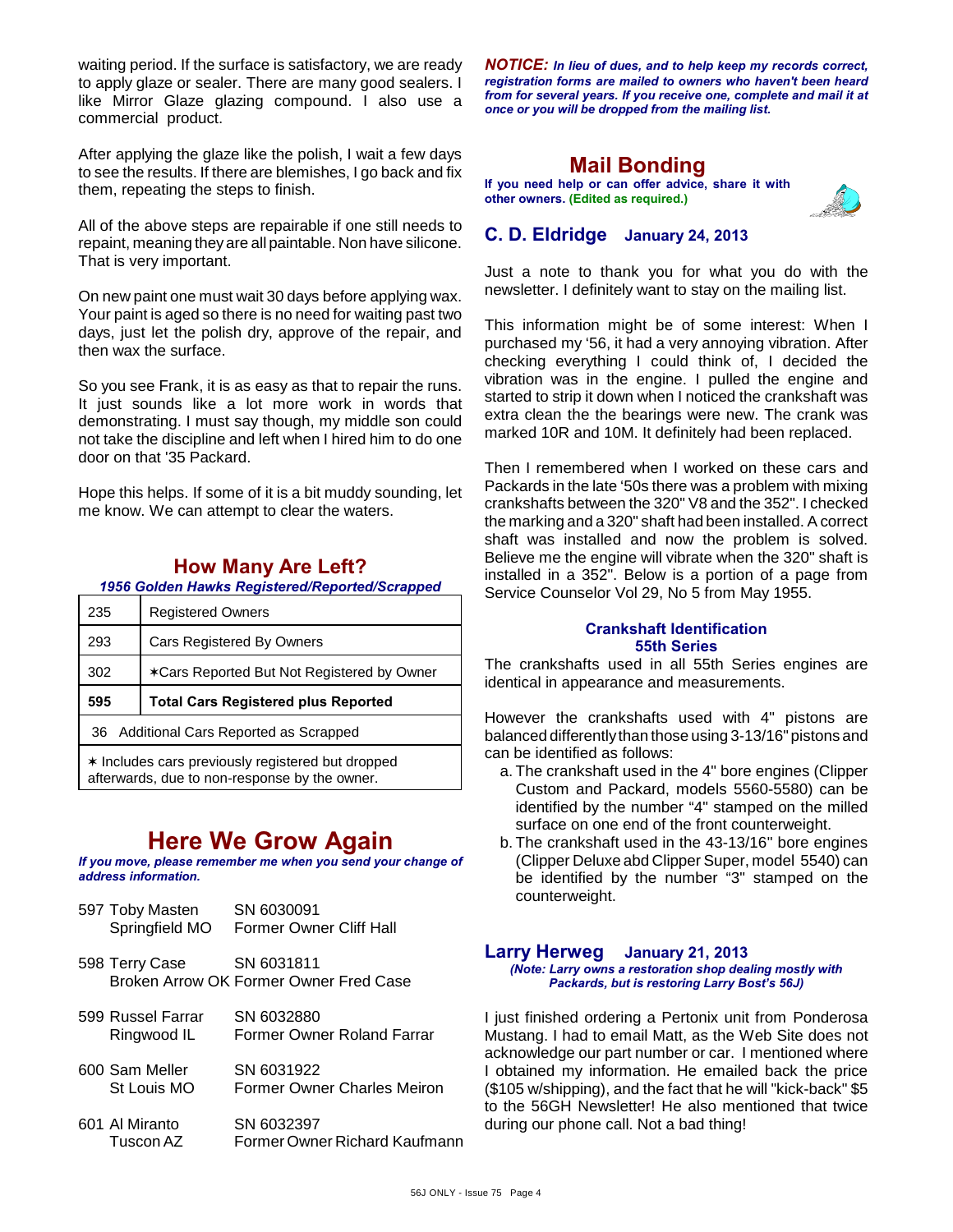waiting period. If the surface is satisfactory, we are ready to apply glaze or sealer. There are many good sealers. I like Mirror Glaze glazing compound. I also use a commercial product.

After applying the glaze like the polish, I wait a few days to see the results. If there are blemishes, I go back and fix them, repeating the steps to finish.

All of the above steps are repairable if one still needs to repaint, meaning they are all paintable. Non have silicone. That is very important.

On new paint one must wait 30 days before applying wax. Your paint is aged so there is no need for waiting past two days, just let the polish dry, approve of the repair, and then wax the surface.

So you see Frank, it is as easy as that to repair the runs. It just sounds like a lot more work in words that demonstrating. I must say though, my middle son could not take the discipline and left when I hired him to do one door on that '35 Packard.

Hope this helps. If some of it is a bit muddy sounding, let me know. We can attempt to clear the waters.

## How Many Are Left?

*1956 Golden Hawks Registered/Reported/Scrapped*

| | |
|---|---|
| 235 | Registered Owners |
| 293 | Cars Registered By Owners |
| 302 | ✶Cars Reported But Not Registered by Owner |
| **595** | **Total Cars Registered plus Reported** |
| 36 | Additional Cars Reported as Scrapped |
| ✶ Includes cars previously registered but dropped afterwards, due to non-response by the owner. | |

## Here We Grow Again

*If you move, please remember me when you send your change of address information.*

597 Toby Masten — SN 6030091
Springfield MO — Former Owner Cliff Hall

598 Terry Case — SN 6031811
Broken Arrow OK — Former Owner Fred Case

599 Russel Farrar — SN 6032880
Ringwood IL — Former Owner Roland Farrar

600 Sam Meller — SN 6031922
St Louis MO — Former Owner Charles Meiron

601 Al Miranto — SN 6032397
Tuscon AZ — Former Owner Richard Kaufmann

***NOTICE:** In lieu of dues, and to help keep my records correct, registration forms are mailed to owners who haven't been heard from for several years. If you receive one, complete and mail it at once or you will be dropped from the mailing list.*

## Mail Bonding

**If you need help or can offer advice, share it with other owners. (Edited as required.)**

### C. D. Eldridge — January 24, 2013

Just a note to thank you for what you do with the newsletter. I definitely want to stay on the mailing list.

This information might be of some interest: When I purchased my '56, it had a very annoying vibration. After checking everything I could think of, I decided the vibration was in the engine. I pulled the engine and started to strip it down when I noticed the crankshaft was extra clean the the bearings were new. The crank was marked 10R and 10M. It definitely had been replaced.

Then I remembered when I worked on these cars and Packards in the late '50s there was a problem with mixing crankshafts between the 320" V8 and the 352". I checked the marking and a 320" shaft had been installed. A correct shaft was installed and now the problem is solved. Believe me the engine will vibrate when the 320" shaft is installed in a 352". Below is a portion of a page from Service Counselor Vol 29, No 5 from May 1955.

**Crankshaft Identification**
**55th Series**

The crankshafts used in all 55th Series engines are identical in appearance and measurements.

However the crankshafts used with 4" pistons are balanced differently than those using 3-13/16" pistons and can be identified as follows:

a. The crankshaft used in the 4" bore engines (Clipper Custom and Packard, models 5560-5580) can be identified by the number "4" stamped on the milled surface on one end of the front counterweight.
b. The crankshaft used in the 43-13/16" bore engines (Clipper Deluxe abd Clipper Super, model 5540) can be identified by the number "3" stamped on the counterweight.

### Larry Herweg — January 21, 2013

*(Note: Larry owns a restoration shop dealing mostly with Packards, but is restoring Larry Bost's 56J)*

I just finished ordering a Pertonix unit from Ponderosa Mustang. I had to email Matt, as the Web Site does not acknowledge our part number or car. I mentioned where I obtained my information. He emailed back the price ($105 w/shipping), and the fact that he will "kick-back" $5 to the 56GH Newsletter! He also mentioned that twice during our phone call. Not a bad thing!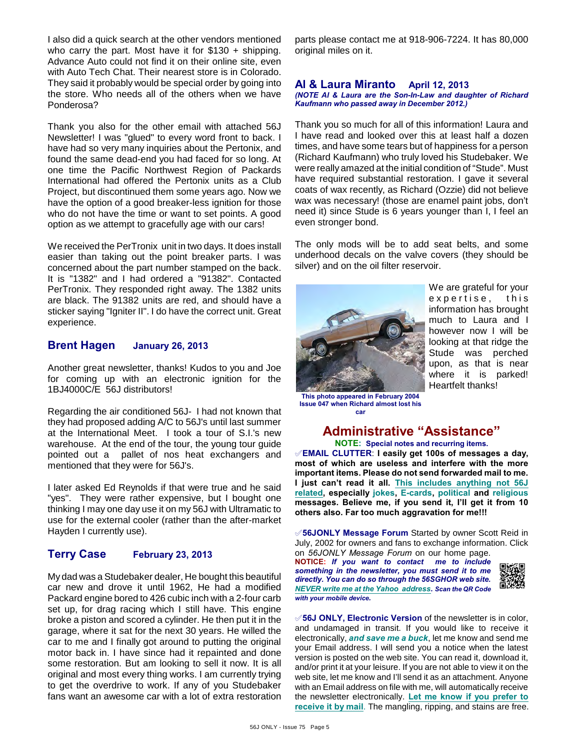I also did a quick search at the other vendors mentioned who carry the part. Most have it for $130 + shipping. Advance Auto could not find it on their online site, even with Auto Tech Chat. Their nearest store is in Colorado. They said it probably would be special order by going into the store. Who needs all of the others when we have Ponderosa?

Thank you also for the other email with attached 56J Newsletter! I was "glued" to every word front to back. I have had so very many inquiries about the Pertonix, and found the same dead-end you had faced for so long. At one time the Pacific Northwest Region of Packards International had offered the Pertonix units as a Club Project, but discontinued them some years ago. Now we have the option of a good breaker-less ignition for those who do not have the time or want to set points. A good option as we attempt to gracefully age with our cars!

We received the PerTronix unit in two days. It does install easier than taking out the point breaker parts. I was concerned about the part number stamped on the back. It is "1382" and I had ordered a "91382". Contacted PerTronix. They responded right away. The 1382 units are black. The 91382 units are red, and should have a sticker saying "Igniter II". I do have the correct unit. Great experience.

## Brent Hagen — January 26, 2013

Another great newsletter, thanks! Kudos to you and Joe for coming up with an electronic ignition for the 1BJ4000C/E 56J distributors!

Regarding the air conditioned 56J- I had not known that they had proposed adding A/C to 56J's until last summer at the International Meet. I took a tour of S.I.'s new warehouse. At the end of the tour, the young tour guide pointed out a pallet of nos heat exchangers and mentioned that they were for 56J's.

I later asked Ed Reynolds if that were true and he said "yes". They were rather expensive, but I bought one thinking I may one day use it on my 56J with Ultramatic to use for the external cooler (rather than the after-market Hayden I currently use).

## Terry Case — February 23, 2013

My dad was a Studebaker dealer, He bought this beautiful car new and drove it until 1962, He had a modified Packard engine bored to 426 cubic inch with a 2-four carb set up, for drag racing which I still have. This engine broke a piston and scored a cylinder. He then put it in the garage, where it sat for the next 30 years. He willed the car to me and I finally got around to putting the original motor back in. I have since had it repainted and done some restoration. But am looking to sell it now. It is all original and most every thing works. I am currently trying to get the overdrive to work. If any of you Studebaker fans want an awesome car with a lot of extra restoration parts please contact me at 918-906-7224. It has 80,000 original miles on it.

## Al & Laura Miranto — April 12, 2013

***(NOTE Al & Laura are the Son-In-Law and daughter of Richard Kaufmann who passed away in December 2012.)***

Thank you so much for all of this information! Laura and I have read and looked over this at least half a dozen times, and have some tears but of happiness for a person (Richard Kaufmann) who truly loved his Studebaker. We were really amazed at the initial condition of "Stude". Must have required substantial restoration. I gave it several coats of wax recently, as Richard (Ozzie) did not believe wax was necessary! (those are enamel paint jobs, don't need it) since Stude is 6 years younger than I, I feel an even stronger bond.

The only mods will be to add seat belts, and some underhood decals on the valve covers (they should be silver) and on the oil filter reservoir.

We are grateful for your expertise, this information has brought much to Laura and I however now I will be looking at that ridge the Stude was perched upon, as that is near where it is parked! Heartfelt thanks!

**This photo appeared in February 2004 Issue 047 when Richard almost lost his car**

## Administrative "Assistance"

**NOTE: Special notes and recurring items.**

✅**EMAIL CLUTTER**: **I easily get 100s of messages a day, most of which are useless and interfere with the more important items. Please do not send forwarded mail to me. I just can't read it all. This includes anything not 56J related, especially jokes, E-cards, political and religious messages. Believe me, if you send it, I'll get it from 10 others also. Far too much aggravation for me!!!**

✅**56JONLY Message Forum** Started by owner Scott Reid in July, 2002 for owners and fans to exchange information. Click on *56JONLY Message Forum* on our home page. **NOTICE:** ***If you want to contact me to include something in the newsletter, you must send it to me directly. You can do so through the 56SGHOR web site. NEVER write me at the Yahoo address. Scan the QR Code with your mobile device.***

✅**56J ONLY, Electronic Version** of the newsletter is in color, and undamaged in transit. If you would like to receive it electronically, ***and save me a buck***, let me know and send me your Email address. I will send you a notice when the latest version is posted on the web site. You can read it, download it, and/or print it at your leisure. If you are not able to view it on the web site, let me know and I'll send it as an attachment. Anyone with an Email address on file with me, will automatically receive the newsletter electronically. **Let me know if you prefer to receive it by mail**. The mangling, ripping, and stains are free.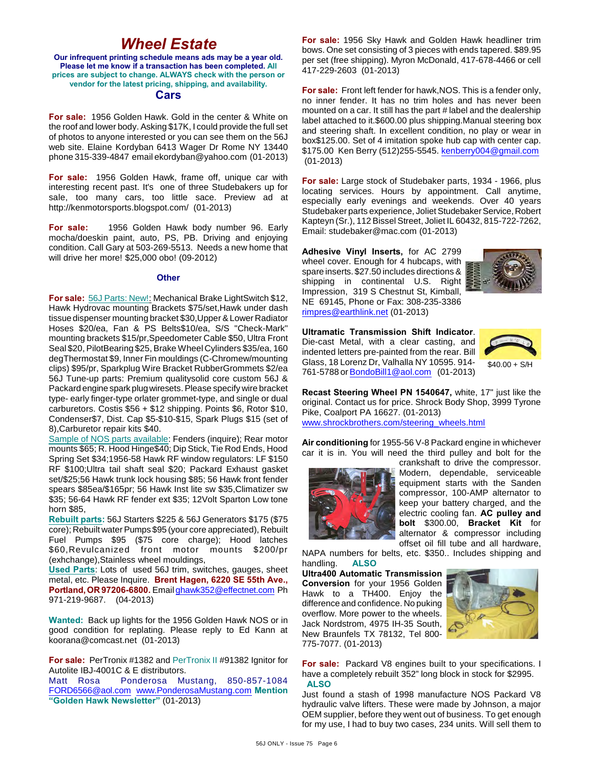# Wheel Estate

**Our infrequent printing schedule means ads may be a year old. Please let me know if a transaction has been completed. All prices are subject to change. ALWAYS check with the person or vendor for the latest pricing, shipping, and availability.**

## Cars

**For sale:** 1956 Golden Hawk. Gold in the center & White on the roof and lower body. Asking $17K, I could provide the full set of photos to anyone interested or you can see them on the 56J web site. Elaine Kordyban 6413 Wager Dr Rome NY 13440 phone 315-339-4847 email ekordyban@yahoo.com (01-2013)

**For sale:** 1956 Golden Hawk, frame off, unique car with interesting recent past. It's one of three Studebakers up for sale, too many cars, too little sace. Preview ad at http://kenmotorsports.blogspot.com/ (01-2013)

**For sale:** 1956 Golden Hawk body number 96. Early mocha/doeskin paint, auto, PS, PB. Driving and enjoying condition. Call Gary at 503-269-5513. Needs a new home that will drive her more! $25,000 obo! (09-2012)

## Other

**For sale:** 56J Parts: New!: Mechanical Brake LightSwitch $12, Hawk Hydrovac mounting Brackets $75/set,Hawk under dash tissue dispenser mounting bracket $30,Upper & Lower Radiator Hoses $20/ea, Fan & PS Belts$10/ea, S/S "Check-Mark" mounting brackets $15/pr,Speedometer Cable $50, Ultra Front Seal $20, PilotBearing $25, Brake Wheel Cylinders $35/ea, 160 degThermostat $9, Inner Fin mouldings (C-Chromew/mounting clips) $95/pr, Sparkplug Wire Bracket RubberGrommets $2/ea 56J Tune-up parts: Premium qualitysolid core custom 56J & Packard engine spark plug wiresets. Please specify wire bracket type- early finger-type orlater grommet-type, and single or dual carburetors. Costis $56 + $12 shipping. Points $6, Rotor $10, Condenser$7, Dist. Cap $5-$10-$15, Spark Plugs $15 (set of 8),Carburetor repair kits $40.

Sample of NOS parts available: Fenders (inquire); Rear motor mounts $65; R. Hood Hinge$40; Dip Stick, Tie Rod Ends, Hood Spring Set $34;1956-58 Hawk RF window regulators: LF $150 RF $100;Ultra tail shaft seal $20; Packard Exhaust gasket set/$25;56 Hawk trunk lock housing $85; 56 Hawk front fender spears $85ea/$165pr; 56 Hawk Inst lite sw $35,Climatizer sw $35; 56-64 Hawk RF fender ext $35; 12Volt Sparton Low tone horn $85,

**Rebuilt parts:** 56J Starters $225 & 56J Generators $175 ($75 core); Rebuilt water Pumps $95 (your core appreciated), Rebuilt Fuel Pumps $95 ($75 core charge); Hood latches $60,Revulcanized front motor mounts $200/pr (exhchange),Stainless wheel mouldings,

**Used Parts:** Lots of used 56J trim, switches, gauges, sheet metal, etc. Please Inquire. **Brent Hagen, 6220 SE 55th Ave., Portland, OR 97206-6800.** Email ghawk352@effectnet.com Ph 971-219-9687. (04-2013)

**Wanted:** Back up lights for the 1956 Golden Hawk NOS or in good condition for replating. Please reply to Ed Kann at koorana@comcast.net (01-2013)

**For sale:** PerTronix #1382 and PerTronix II #91382 Ignitor for Autolite IBJ-4001C & E distributors.
Matt Rosa Ponderosa Mustang, 850-857-1084 FORD6566@aol.com www.PonderosaMustang.com **Mention "Golden Hawk Newsletter"** (01-2013)

**For sale:** 1956 Sky Hawk and Golden Hawk headliner trim bows. One set consisting of 3 pieces with ends tapered. $89.95 per set (free shipping). Myron McDonald, 417-678-4466 or cell 417-229-2603 (01-2013)

**For sale:** Front left fender for hawk,NOS. This is a fender only, no inner fender. It has no trim holes and has never been mounted on a car. It still has the part # label and the dealership label attached to it.$600.00 plus shipping.Manual steering box and steering shaft. In excellent condition, no play or wear in box$125.00. Set of 4 imitation spoke hub cap with center cap. $175.00 Ken Berry (512)255-5545. kenberry004@gmail.com (01-2013)

**For sale:** Large stock of Studebaker parts, 1934 - 1966, plus locating services. Hours by appointment. Call anytime, especially early evenings and weekends. Over 40 years Studebaker parts experience, Joliet Studebaker Service, Robert Kapteyn (Sr.), 112 Bissel Street, Joliet IL 60432, 815-722-7262, Email: studebaker@mac.com (01-2013)

**Adhesive Vinyl Inserts,** for AC 2799 wheel cover. Enough for 4 hubcaps, with spare inserts. $27.50 includes directions & shipping in continental U.S. Right Impression, 319 S Chestnut St, Kimball, NE 69145, Phone or Fax: 308-235-3386 rimpres@earthlink.net (01-2013)

**Ultramatic Transmission Shift Indicator**. Die-cast Metal, with a clear casting, and indented letters pre-painted from the rear. Bill Glass, 18 Lorenz Dr, Valhalla NY 10595. 914-761-5788 or BondoBill1@aol.com (01-2013)

$40.00 + S/H

**Recast Steering Wheel PN 1540647,** white, 17" just like the original. Contact us for price. Shrock Body Shop, 3999 Tyrone Pike, Coalport PA 16627. (01-2013)
www.shrockbrothers.com/steering_wheels.html

**Air conditioning** for 1955-56 V-8 Packard engine in whichever car it is in. You will need the third pulley and bolt for the crankshaft to drive the compressor. Modern, dependable, serviceable equipment starts with the Sanden compressor, 100-AMP alternator to keep your battery charged, and the electric cooling fan. **AC pulley and bolt** $300.00, **Bracket Kit** for alternator & compressor including offset oil fill tube and all hardware, NAPA numbers for belts, etc. $350.. Includes shipping and handling. **ALSO**

**Ultra400 Automatic Transmission Conversion** for your 1956 Golden Hawk to a TH400. Enjoy the difference and confidence. No puking overflow. More power to the wheels. Jack Nordstrom, 4975 IH-35 South, New Braunfels TX 78132, Tel 800-775-7077. (01-2013)

**For sale:** Packard V8 engines built to your specifications. I have a completely rebuilt 352" long block in stock for $2995.
**ALSO**
Just found a stash of 1998 manufacture NOS Packard V8 hydraulic valve lifters. These were made by Johnson, a major OEM supplier, before they went out of business. To get enough for my use, I had to buy two cases, 234 units. Will sell them to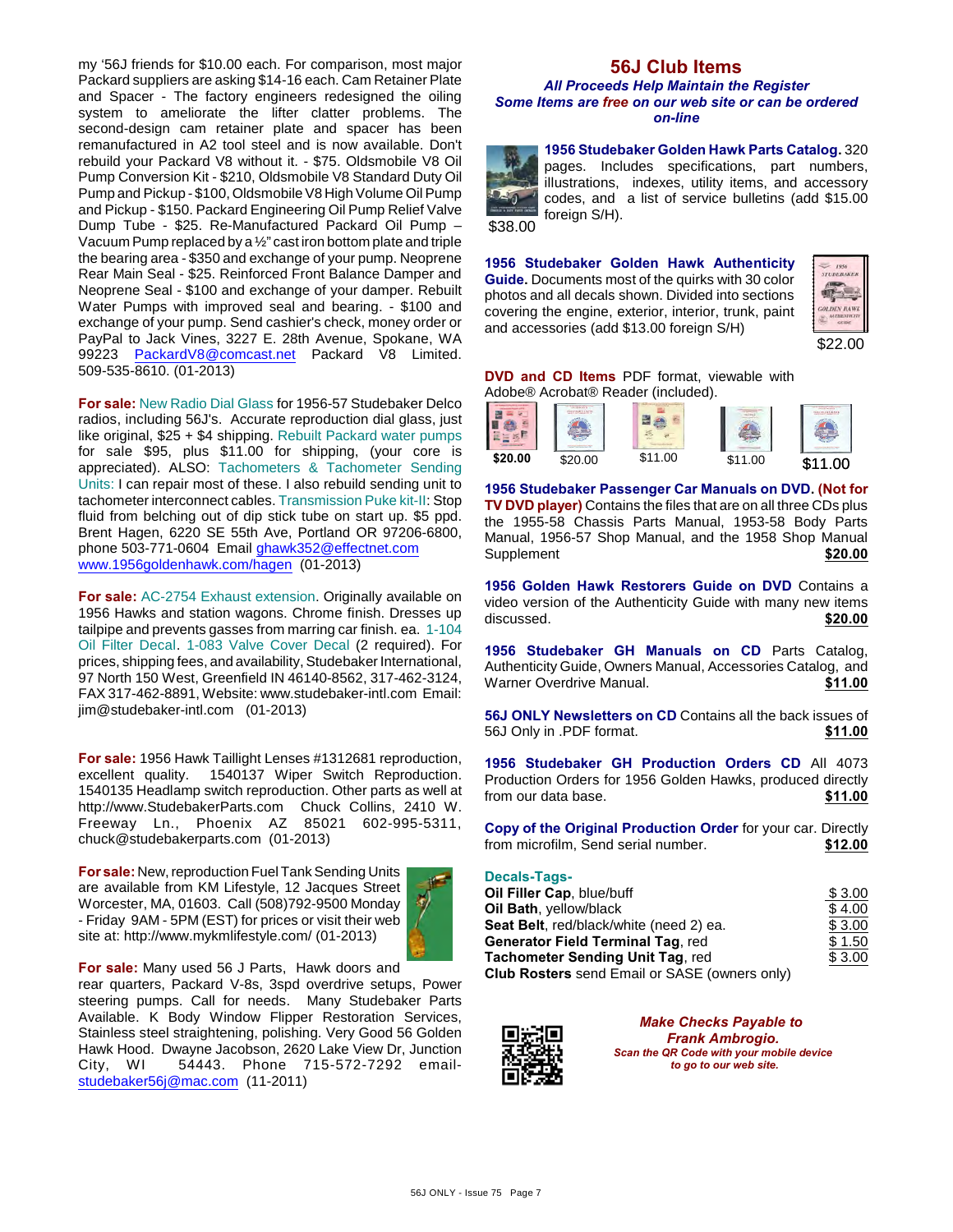my '56J friends for $10.00 each. For comparison, most major Packard suppliers are asking $14-16 each. Cam Retainer Plate and Spacer - The factory engineers redesigned the oiling system to ameliorate the lifter clatter problems. The second-design cam retainer plate and spacer has been remanufactured in A2 tool steel and is now available. Don't rebuild your Packard V8 without it. - $75. Oldsmobile V8 Oil Pump Conversion Kit - $210, Oldsmobile V8 Standard Duty Oil Pump and Pickup - $100, Oldsmobile V8 High Volume Oil Pump and Pickup - $150. Packard Engineering Oil Pump Relief Valve Dump Tube - $25. Re-Manufactured Packard Oil Pump – Vacuum Pump replaced by a ½" cast iron bottom plate and triple the bearing area - $350 and exchange of your pump. Neoprene Rear Main Seal - $25. Reinforced Front Balance Damper and Neoprene Seal - $100 and exchange of your damper. Rebuilt Water Pumps with improved seal and bearing. - $100 and exchange of your pump. Send cashier's check, money order or PayPal to Jack Vines, 3227 E. 28th Avenue, Spokane, WA 99223 PackardV8@comcast.net Packard V8 Limited. 509-535-8610. (01-2013)

**For sale:** New Radio Dial Glass for 1956-57 Studebaker Delco radios, including 56J's. Accurate reproduction dial glass, just like original, $25 + $4 shipping. Rebuilt Packard water pumps for sale $95, plus $11.00 for shipping, (your core is appreciated). ALSO: Tachometers & Tachometer Sending Units: I can repair most of these. I also rebuild sending unit to tachometer interconnect cables. Transmission Puke kit-II: Stop fluid from belching out of dip stick tube on start up. $5 ppd. Brent Hagen, 6220 SE 55th Ave, Portland OR 97206-6800, phone 503-771-0604 Email ghawk352@effectnet.com www.1956goldenhawk.com/hagen (01-2013)

**For sale:** AC-2754 Exhaust extension. Originally available on 1956 Hawks and station wagons. Chrome finish. Dresses up tailpipe and prevents gasses from marring car finish. ea. 1-104 Oil Filter Decal. 1-083 Valve Cover Decal (2 required). For prices, shipping fees, and availability, Studebaker International, 97 North 150 West, Greenfield IN 46140-8562, 317-462-3124, FAX 317-462-8891, Website: www.studebaker-intl.com Email: jim@studebaker-intl.com (01-2013)

**For sale:** 1956 Hawk Taillight Lenses #1312681 reproduction, excellent quality. 1540137 Wiper Switch Reproduction. 1540135 Headlamp switch reproduction. Other parts as well at http://www.StudebakerParts.com Chuck Collins, 2410 W. Freeway Ln., Phoenix AZ 85021 602-995-5311, chuck@studebakerparts.com (01-2013)

**For sale:** New, reproduction Fuel Tank Sending Units are available from KM Lifestyle, 12 Jacques Street Worcester, MA, 01603. Call (508)792-9500 Monday - Friday 9AM - 5PM (EST) for prices or visit their web site at: http://www.mykmlifestyle.com/ (01-2013)

**For sale:** Many used 56 J Parts, Hawk doors and rear quarters, Packard V-8s, 3spd overdrive setups, Power steering pumps. Call for needs. Many Studebaker Parts Available. K Body Window Flipper Restoration Services, Stainless steel straightening, polishing. Very Good 56 Golden Hawk Hood. Dwayne Jacobson, 2620 Lake View Dr, Junction City, WI 54443. Phone 715-572-7292 email-studebaker56j@mac.com (11-2011)

## 56J Club Items

***All Proceeds Help Maintain the Register***
***Some Items are free on our web site or can be ordered on-line***

**1956 Studebaker Golden Hawk Parts Catalog.** 320 pages. Includes specifications, part numbers, illustrations, indexes, utility items, and accessory codes, and a list of service bulletins (add $15.00 foreign S/H). $38.00

**1956 Studebaker Golden Hawk Authenticity Guide.** Documents most of the quirks with 30 color photos and all decals shown. Divided into sections covering the engine, exterior, interior, trunk, paint and accessories (add $13.00 foreign S/H) $22.00

**DVD and CD Items** PDF format, viewable with Adobe® Acrobat® Reader (included).

$20.00 $20.00 $11.00 $11.00 $11.00

**1956 Studebaker Passenger Car Manuals on DVD. (Not for TV DVD player)** Contains the files that are on all three CDs plus the 1955-58 Chassis Parts Manual, 1953-58 Body Parts Manual, 1956-57 Shop Manual, and the 1958 Shop Manual Supplement **$20.00**

**1956 Golden Hawk Restorers Guide on DVD** Contains a video version of the Authenticity Guide with many new items discussed. **$20.00**

**1956 Studebaker GH Manuals on CD** Parts Catalog, Authenticity Guide, Owners Manual, Accessories Catalog, and Warner Overdrive Manual. **$11.00**

**56J ONLY Newsletters on CD** Contains all the back issues of 56J Only in .PDF format. **$11.00**

**1956 Studebaker GH Production Orders CD** All 4073 Production Orders for 1956 Golden Hawks, produced directly from our data base. **$11.00**

**Copy of the Original Production Order** for your car. Directly from microfilm, Send serial number. **$12.00**

**Decals-Tags-**

| | |
|---|---|
| **Oil Filler Cap**, blue/buff | $ 3.00 |
| **Oil Bath**, yellow/black | $ 4.00 |
| **Seat Belt**, red/black/white (need 2) ea. | $ 3.00 |
| **Generator Field Terminal Tag**, red | $ 1.50 |
| **Tachometer Sending Unit Tag**, red | $ 3.00 |
| **Club Rosters** send Email or SASE (owners only) | |

***Make Checks Payable to Frank Ambrogio.***
***Scan the QR Code with your mobile device to go to our web site.***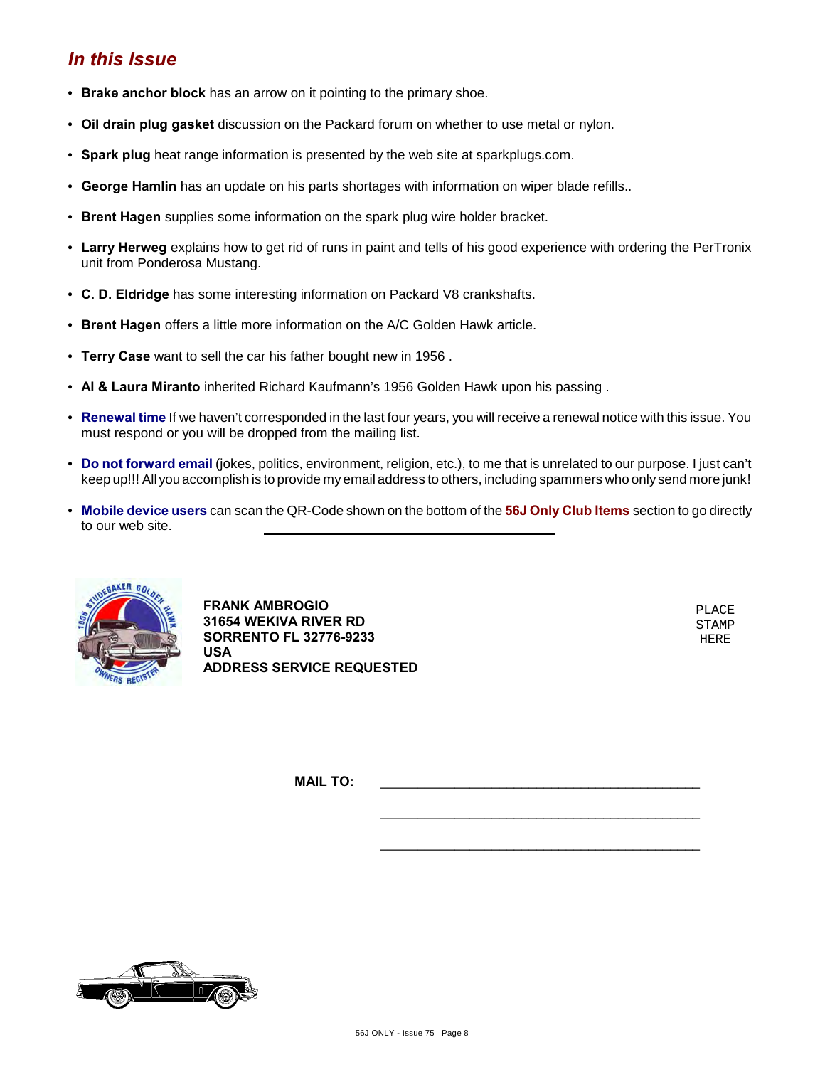## *In this Issue*

- **Brake anchor block** has an arrow on it pointing to the primary shoe.
- **Oil drain plug gasket** discussion on the Packard forum on whether to use metal or nylon.
- **Spark plug** heat range information is presented by the web site at sparkplugs.com.
- **George Hamlin** has an update on his parts shortages with information on wiper blade refills..
- **Brent Hagen** supplies some information on the spark plug wire holder bracket.
- **Larry Herweg** explains how to get rid of runs in paint and tells of his good experience with ordering the PerTronix unit from Ponderosa Mustang.
- **C. D. Eldridge** has some interesting information on Packard V8 crankshafts.
- **Brent Hagen** offers a little more information on the A/C Golden Hawk article.
- **Terry Case** want to sell the car his father bought new in 1956 .
- **Al & Laura Miranto** inherited Richard Kaufmann's 1956 Golden Hawk upon his passing .
- **Renewal time** If we haven't corresponded in the last four years, you will receive a renewal notice with this issue. You must respond or you will be dropped from the mailing list.
- **Do not forward email** (jokes, politics, environment, religion, etc.), to me that is unrelated to our purpose. I just can't keep up!!! All you accomplish is to provide my email address to others, including spammers who only send more junk!
- **Mobile device users** can scan the QR-Code shown on the bottom of the **56J Only Club Items** section to go directly to our web site.

---

**FRANK AMBROGIO**
**31654 WEKIVA RIVER RD**
**SORRENTO FL 32776-9233**
**USA**
**ADDRESS SERVICE REQUESTED**

PLACE
STAMP
HERE

**MAIL TO:** ____________________________________________

____________________________________________

____________________________________________